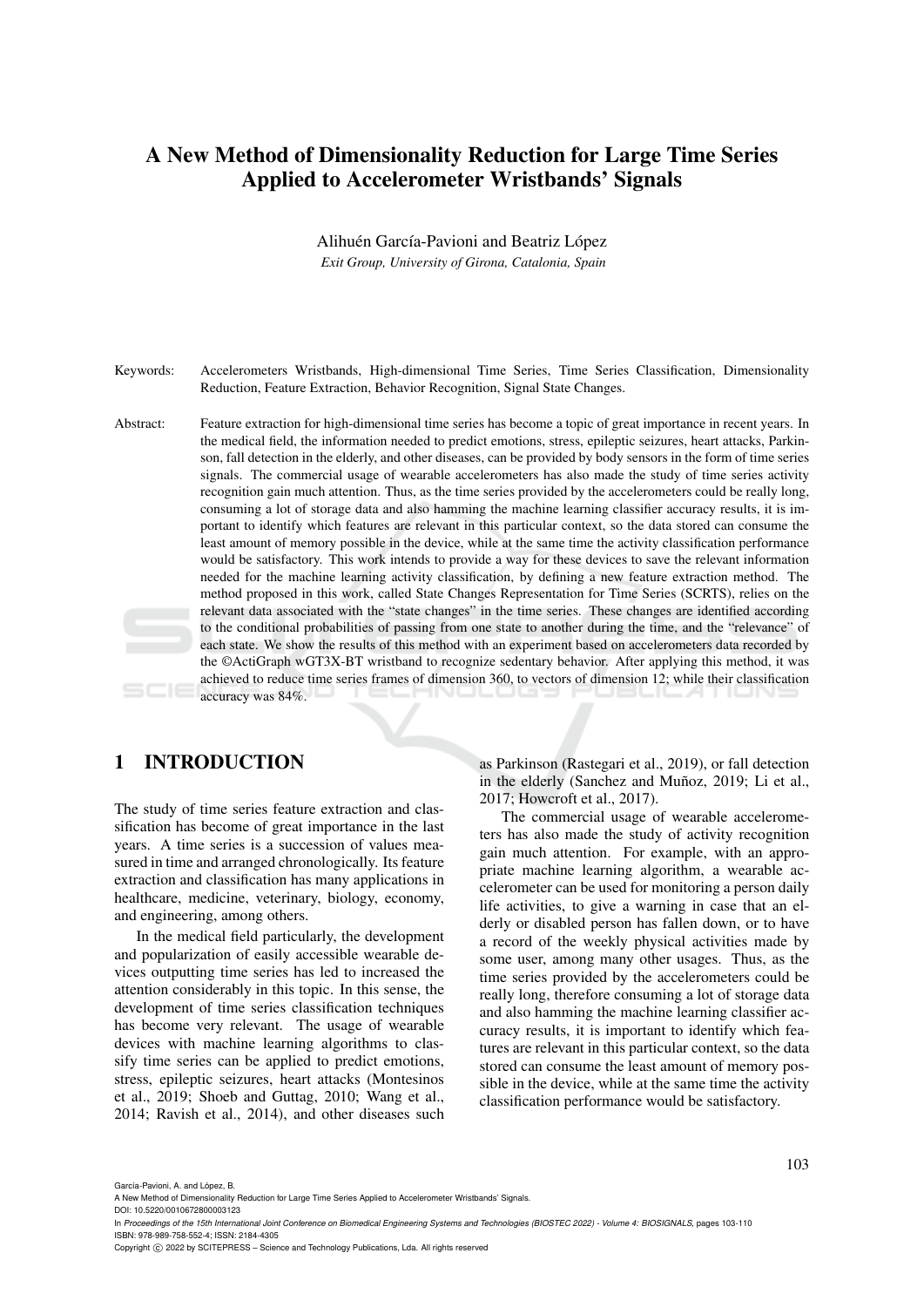# A New Method of Dimensionality Reduction for Large Time Series Applied to Accelerometer Wristbands' Signals

Alihuén García-Pavioni and Beatriz López

*Exit Group, University of Girona, Catalonia, Spain*

Keywords: Accelerometers Wristbands, High-dimensional Time Series, Time Series Classification, Dimensionality Reduction, Feature Extraction, Behavior Recognition, Signal State Changes.

Abstract: Feature extraction for high-dimensional time series has become a topic of great importance in recent years. In the medical field, the information needed to predict emotions, stress, epileptic seizures, heart attacks, Parkinson, fall detection in the elderly, and other diseases, can be provided by body sensors in the form of time series signals. The commercial usage of wearable accelerometers has also made the study of time series activity recognition gain much attention. Thus, as the time series provided by the accelerometers could be really long, consuming a lot of storage data and also hamming the machine learning classifier accuracy results, it is important to identify which features are relevant in this particular context, so the data stored can consume the least amount of memory possible in the device, while at the same time the activity classification performance would be satisfactory. This work intends to provide a way for these devices to save the relevant information needed for the machine learning activity classification, by defining a new feature extraction method. The method proposed in this work, called State Changes Representation for Time Series (SCRTS), relies on the relevant data associated with the "state changes" in the time series. These changes are identified according to the conditional probabilities of passing from one state to another during the time, and the "relevance" of each state. We show the results of this method with an experiment based on accelerometers data recorded by the ©ActiGraph wGT3X-BT wristband to recognize sedentary behavior. After applying this method, it was achieved to reduce time series frames of dimension 360, to vectors of dimension 12; while their classification accuracy was 84%.

## 1 INTRODUCTION

The study of time series feature extraction and classification has become of great importance in the last years. A time series is a succession of values measured in time and arranged chronologically. Its feature extraction and classification has many applications in healthcare, medicine, veterinary, biology, economy, and engineering, among others.

In the medical field particularly, the development and popularization of easily accessible wearable devices outputting time series has led to increased the attention considerably in this topic. In this sense, the development of time series classification techniques has become very relevant. The usage of wearable devices with machine learning algorithms to classify time series can be applied to predict emotions, stress, epileptic seizures, heart attacks (Montesinos et al., 2019; Shoeb and Guttag, 2010; Wang et al., 2014; Ravish et al., 2014), and other diseases such as Parkinson (Rastegari et al., 2019), or fall detection in the elderly (Sanchez and Muñoz, 2019; Li et al., 2017; Howcroft et al., 2017).

The commercial usage of wearable accelerometers has also made the study of activity recognition gain much attention. For example, with an appropriate machine learning algorithm, a wearable accelerometer can be used for monitoring a person daily life activities, to give a warning in case that an elderly or disabled person has fallen down, or to have a record of the weekly physical activities made by some user, among many other usages. Thus, as the time series provided by the accelerometers could be really long, therefore consuming a lot of storage data and also hamming the machine learning classifier accuracy results, it is important to identify which features are relevant in this particular context, so the data stored can consume the least amount of memory possible in the device, while at the same time the activity classification performance would be satisfactory.

García-Pavioni, A. and López, B.
A New Method of Dimensionality Reduction for Large Time Series Applied to Accelerometer Wristbands' Signals.
DOI: 10.5220/0010672800003123
In *Proceedings of the 15th International Joint Conference on Biomedical Engineering Systems and Technologies (BIOSTEC 2022) - Volume 4: BIOSIGNALS*, pages 103-110
ISBN: 978-989-758-552-4; ISSN: 2184-4305
Copyright © 2022 by SCITEPRESS – Science and Technology Publications, Lda. All rights reserved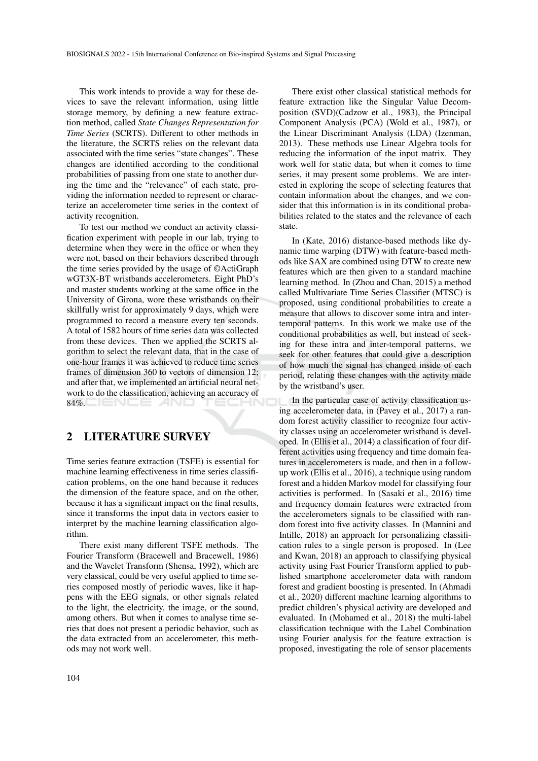This work intends to provide a way for these devices to save the relevant information, using little storage memory, by defining a new feature extraction method, called *State Changes Representation for Time Series* (SCRTS). Different to other methods in the literature, the SCRTS relies on the relevant data associated with the time series "state changes". These changes are identified according to the conditional probabilities of passing from one state to another during the time and the "relevance" of each state, providing the information needed to represent or characterize an accelerometer time series in the context of activity recognition.

To test our method we conduct an activity classification experiment with people in our lab, trying to determine when they were in the office or when they were not, based on their behaviors described through the time series provided by the usage of ©ActiGraph wGT3X-BT wristbands accelerometers. Eight PhD's and master students working at the same office in the University of Girona, wore these wristbands on their skillfully wrist for approximately 9 days, which were programmed to record a measure every ten seconds. A total of 1582 hours of time series data was collected from these devices. Then we applied the SCRTS algorithm to select the relevant data, that in the case of one-hour frames it was achieved to reduce time series frames of dimension 360 to vectors of dimension 12; and after that, we implemented an artificial neural network to do the classification, achieving an accuracy of 84%.

## 2 LITERATURE SURVEY

Time series feature extraction (TSFE) is essential for machine learning effectiveness in time series classification problems, on the one hand because it reduces the dimension of the feature space, and on the other, because it has a significant impact on the final results, since it transforms the input data in vectors easier to interpret by the machine learning classification algorithm.

There exist many different TSFE methods. The Fourier Transform (Bracewell and Bracewell, 1986) and the Wavelet Transform (Shensa, 1992), which are very classical, could be very useful applied to time series composed mostly of periodic waves, like it happens with the EEG signals, or other signals related to the light, the electricity, the image, or the sound, among others. But when it comes to analyse time series that does not present a periodic behavior, such as the data extracted from an accelerometer, this methods may not work well.

There exist other classical statistical methods for feature extraction like the Singular Value Decomposition (SVD)(Cadzow et al., 1983), the Principal Component Analysis (PCA) (Wold et al., 1987), or the Linear Discriminant Analysis (LDA) (Izenman, 2013). These methods use Linear Algebra tools for reducing the information of the input matrix. They work well for static data, but when it comes to time series, it may present some problems. We are interested in exploring the scope of selecting features that contain information about the changes, and we consider that this information is in its conditional probabilities related to the states and the relevance of each state.

In (Kate, 2016) distance-based methods like dynamic time warping (DTW) with feature-based methods like SAX are combined using DTW to create new features which are then given to a standard machine learning method. In (Zhou and Chan, 2015) a method called Multivariate Time Series Classifier (MTSC) is proposed, using conditional probabilities to create a measure that allows to discover some intra and inter-temporal patterns. In this work we make use of the conditional probabilities as well, but instead of seeking for these intra and inter-temporal patterns, we seek for other features that could give a description of how much the signal has changed inside of each period, relating these changes with the activity made by the wristband's user.

In the particular case of activity classification using accelerometer data, in (Pavey et al., 2017) a random forest activity classifier to recognize four activity classes using an accelerometer wristband is developed. In (Ellis et al., 2014) a classification of four different activities using frequency and time domain features in accelerometers is made, and then in a follow-up work (Ellis et al., 2016), a technique using random forest and a hidden Markov model for classifying four activities is performed. In (Sasaki et al., 2016) time and frequency domain features were extracted from the accelerometers signals to be classified with random forest into five activity classes. In (Mannini and Intille, 2018) an approach for personalizing classification rules to a single person is proposed. In (Lee and Kwan, 2018) an approach to classifying physical activity using Fast Fourier Transform applied to published smartphone accelerometer data with random forest and gradient boosting is presented. In (Ahmadi et al., 2020) different machine learning algorithms to predict children's physical activity are developed and evaluated. In (Mohamed et al., 2018) the multi-label classification technique with the Label Combination using Fourier analysis for the feature extraction is proposed, investigating the role of sensor placements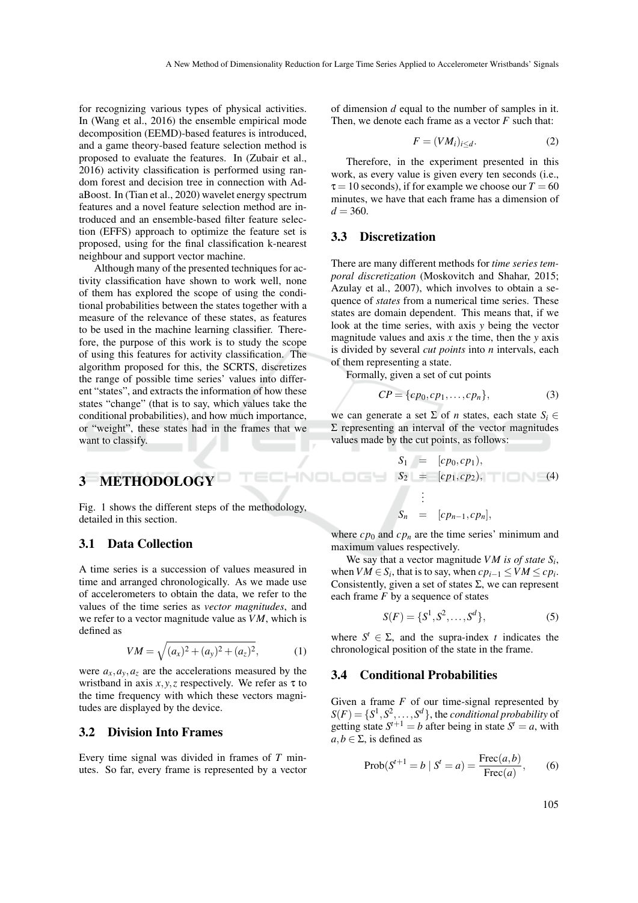for recognizing various types of physical activities. In (Wang et al., 2016) the ensemble empirical mode decomposition (EEMD)-based features is introduced, and a game theory-based feature selection method is proposed to evaluate the features. In (Zubair et al., 2016) activity classification is performed using random forest and decision tree in connection with AdaBoost. In (Tian et al., 2020) wavelet energy spectrum features and a novel feature selection method are introduced and an ensemble-based filter feature selection (EFFS) approach to optimize the feature set is proposed, using for the final classification k-nearest neighbour and support vector machine.

Although many of the presented techniques for activity classification have shown to work well, none of them has explored the scope of using the conditional probabilities between the states together with a measure of the relevance of these states, as features to be used in the machine learning classifier. Therefore, the purpose of this work is to study the scope of using this features for activity classification. The algorithm proposed for this, the SCRTS, discretizes the range of possible time series' values into different "states", and extracts the information of how these states "change" (that is to say, which values take the conditional probabilities), and how much importance, or "weight", these states had in the frames that we want to classify.

## 3 METHODOLOGY

Fig. 1 shows the different steps of the methodology, detailed in this section.

### 3.1 Data Collection

A time series is a succession of values measured in time and arranged chronologically. As we made use of accelerometers to obtain the data, we refer to the values of the time series as *vector magnitudes*, and we refer to a vector magnitude value as $VM$, which is defined as

$$VM = \sqrt{(a_x)^2 + (a_y)^2 + (a_z)^2}, \tag{1}$$

were $a_x, a_y, a_z$ are the accelerations measured by the wristband in axis $x, y, z$ respectively. We refer as $\tau$ to the time frequency with which these vectors magnitudes are displayed by the device.

### 3.2 Division Into Frames

Every time signal was divided in frames of $T$ minutes. So far, every frame is represented by a vector of dimension $d$ equal to the number of samples in it. Then, we denote each frame as a vector $F$ such that:

$$F = (VM_i)_{i \leq d}. \tag{2}$$

Therefore, in the experiment presented in this work, as every value is given every ten seconds (i.e., $\tau = 10$ seconds), if for example we choose our $T = 60$ minutes, we have that each frame has a dimension of $d = 360$.

### 3.3 Discretization

There are many different methods for *time series temporal discretization* (Moskovitch and Shahar, 2015; Azulay et al., 2007), which involves to obtain a sequence of *states* from a numerical time series. These states are domain dependent. This means that, if we look at the time series, with axis $y$ being the vector magnitude values and axis $x$ the time, then the $y$ axis is divided by several *cut points* into $n$ intervals, each of them representing a state.

Formally, given a set of cut points

$$CP = \{cp_0, cp_1, \ldots, cp_n\}, \tag{3}$$

we can generate a set $\Sigma$ of $n$ states, each state $S_i \in \Sigma$ representing an interval of the vector magnitudes values made by the cut points, as follows:

$$\begin{aligned} S_1 &= [cp_0, cp_1), \\ S_2 &= [cp_1, cp_2), \\ &\vdots \\ S_n &= [cp_{n-1}, cp_n], \end{aligned} \tag{4}$$

where $cp_0$ and $cp_n$ are the time series' minimum and maximum values respectively.

We say that a vector magnitude $VM$ *is of state* $S_i$, when $VM \in S_i$, that is to say, when $cp_{i-1} \leq VM \leq cp_i$. Consistently, given a set of states $\Sigma$, we can represent each frame $F$ by a sequence of states

$$S(F) = \{S^1, S^2, \ldots, S^d\}, \tag{5}$$

where $S^t \in \Sigma$, and the supra-index $t$ indicates the chronological position of the state in the frame.

### 3.4 Conditional Probabilities

Given a frame $F$ of our time-signal represented by $S(F) = \{S^1, S^2, \ldots, S^d\}$, the *conditional probability* of getting state $S^{t+1} = b$ after being in state $S^t = a$, with $a, b \in \Sigma$, is defined as

$$\text{Prob}(S^{t+1} = b \mid S^t = a) = \frac{\text{Frec}(a, b)}{\text{Frec}(a)}, \tag{6}$$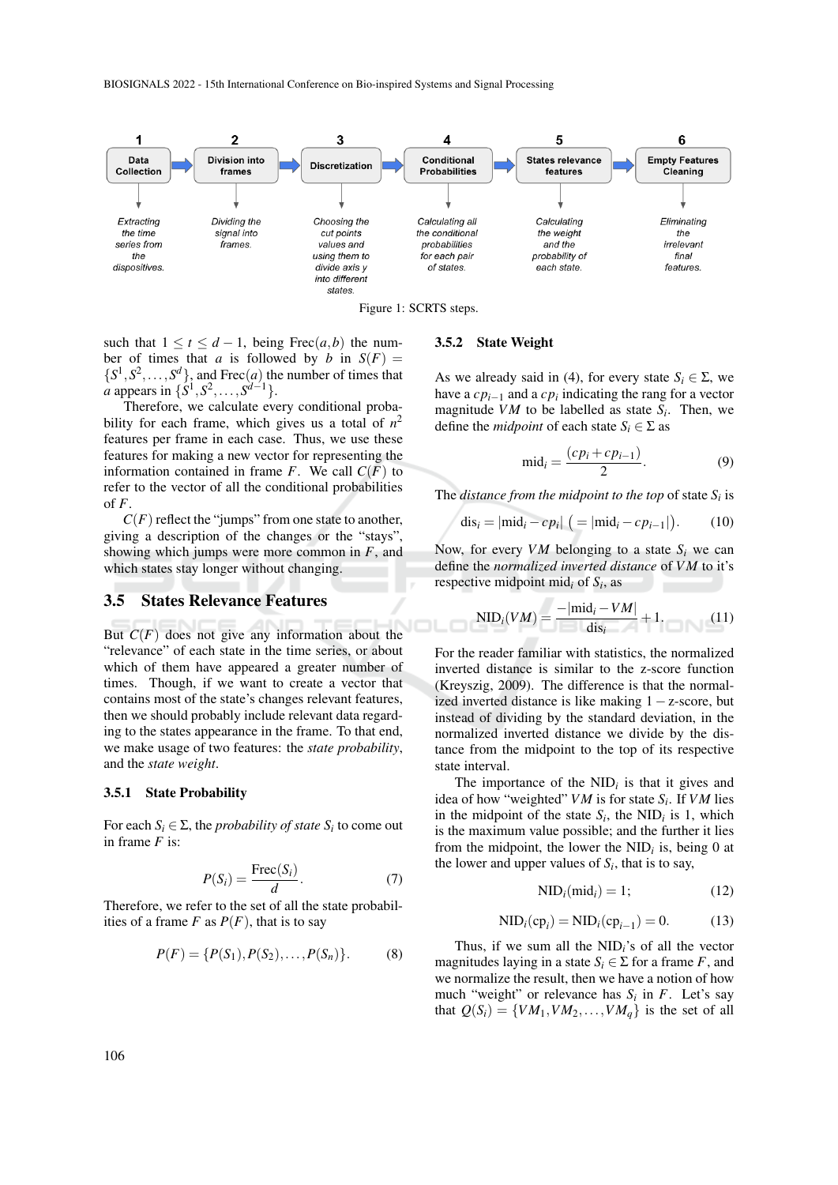| 1 | 2 | 3 | 4 | 5 | 6 |
|---|---|---|---|---|---|
| Data Collection | Division into frames | Discretization | Conditional Probabilities | States relevance features | Empty Features Cleaning |
| Extracting the time series from the dispositives. | Dividing the signal into frames. | Choosing the cut points values and using them to divide axis y into different states. | Calculating all the conditional probabilities for each pair of states. | Calculating the weight and the probability of each state. | Eliminating the irrelevant final features. |

Figure 1: SCRTS steps.

such that $1 \leq t \leq d-1$, being $\text{Frec}(a,b)$ the number of times that $a$ is followed by $b$ in $S(F) = \{S^1, S^2, \ldots, S^d\}$, and $\text{Frec}(a)$ the number of times that $a$ appears in $\{S^1, S^2, \ldots, S^{d-1}\}$.

Therefore, we calculate every conditional probability for each frame, which gives us a total of $n^2$ features per frame in each case. Thus, we use these features for making a new vector for representing the information contained in frame $F$. We call $C(F)$ to refer to the vector of all the conditional probabilities of $F$.

$C(F)$ reflect the "jumps" from one state to another, giving a description of the changes or the "stays", showing which jumps were more common in $F$, and which states stay longer without changing.

## 3.5 States Relevance Features

But $C(F)$ does not give any information about the "relevance" of each state in the time series, or about which of them have appeared a greater number of times. Though, if we want to create a vector that contains most of the state's changes relevant features, then we should probably include relevant data regarding to the states appearance in the frame. To that end, we make usage of two features: the *state probability*, and the *state weight*.

### 3.5.1 State Probability

For each $S_i \in \Sigma$, the *probability of state* $S_i$ *to come out in frame* $F$ is:

$$P(S_i) = \frac{\text{Frec}(S_i)}{d}. \tag{7}$$

Therefore, we refer to the set of all the state probabilities of a frame $F$ as $P(F)$, that is to say

$$P(F) = \{P(S_1), P(S_2), \ldots, P(S_n)\}. \tag{8}$$

### 3.5.2 State Weight

As we already said in (4), for every state $S_i \in \Sigma$, we have a $cp_{i-1}$ and a $cp_i$ indicating the rang for a vector magnitude $VM$ to be labelled as state $S_i$. Then, we define the *midpoint* of each state $S_i \in \Sigma$ as

$$\text{mid}_i = \frac{(cp_i + cp_{i-1})}{2}. \tag{9}$$

The *distance from the midpoint to the top* of state $S_i$ is

$$\text{dis}_i = |\text{mid}_i - cp_i| \; \left(= |\text{mid}_i - cp_{i-1}|\right). \tag{10}$$

Now, for every $VM$ belonging to a state $S_i$ we can define the *normalized inverted distance* of $VM$ to it's respective midpoint $\text{mid}_i$ of $S_i$, as

$$\text{NID}_i(VM) = \frac{-|\text{mid}_i - VM|}{\text{dis}_i} + 1. \tag{11}$$

For the reader familiar with statistics, the normalized inverted distance is similar to the z-score function (Kreyszig, 2009). The difference is that the normalized inverted distance is like making $1 - \text{z-score}$, but instead of dividing by the standard deviation, in the normalized inverted distance we divide by the distance from the midpoint to the top of its respective state interval.

The importance of the $\text{NID}_i$ is that it gives and idea of how "weighted" $VM$ is for state $S_i$. If $VM$ lies in the midpoint of the state $S_i$, the $\text{NID}_i$ is 1, which is the maximum value possible; and the further it lies from the midpoint, the lower the $\text{NID}_i$ is, being 0 at the lower and upper values of $S_i$, that is to say,

$$\text{NID}_i(\text{mid}_i) = 1; \tag{12}$$

$$\text{NID}_i(\text{cp}_i) = \text{NID}_i(\text{cp}_{i-1}) = 0. \tag{13}$$

Thus, if we sum all the $\text{NID}_i$'s of all the vector magnitudes laying in a state $S_i \in \Sigma$ for a frame $F$, and we normalize the result, then we have a notion of how much "weight" or relevance has $S_i$ in $F$. Let's say that $Q(S_i) = \{VM_1, VM_2, \ldots, VM_q\}$ is the set of all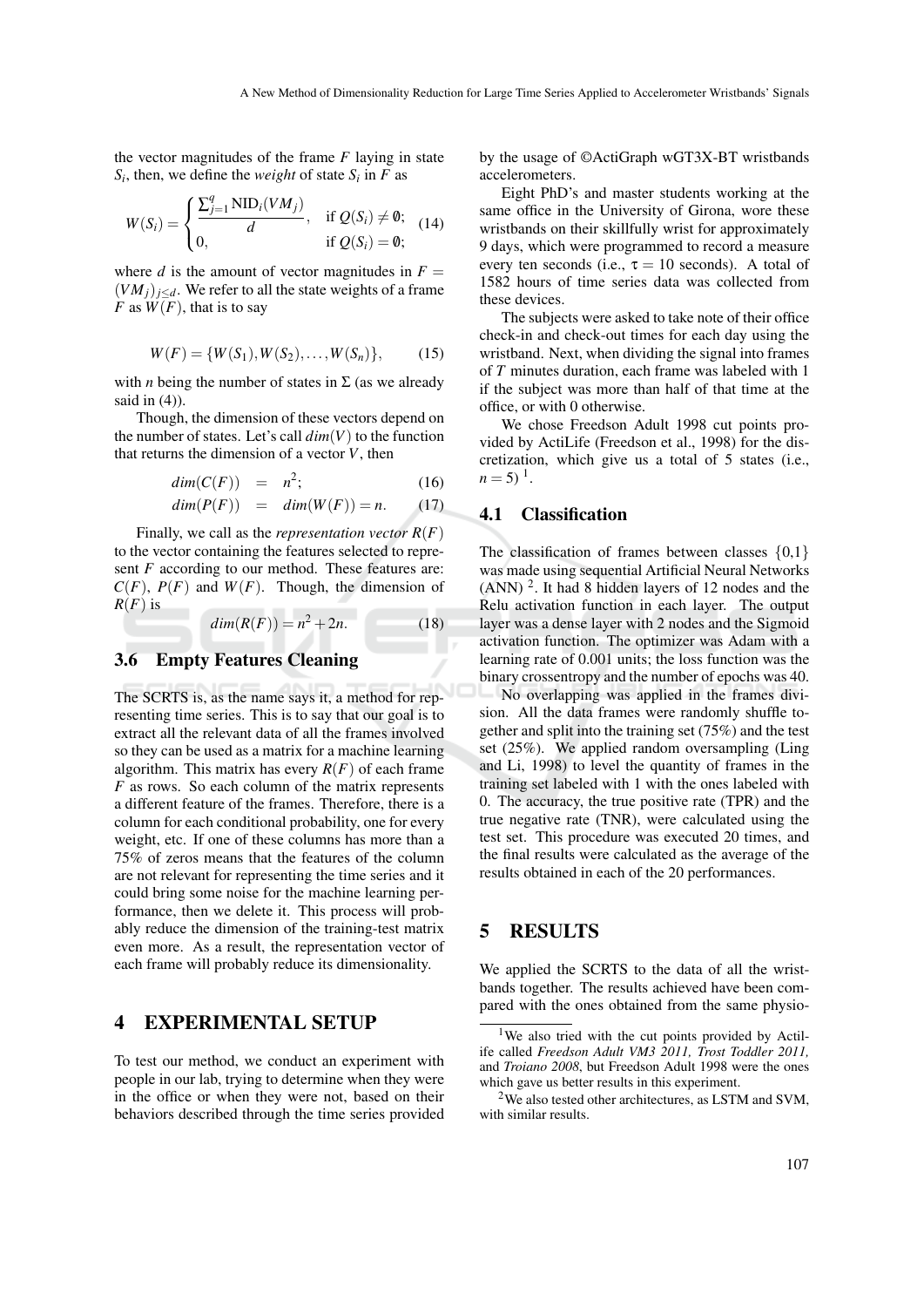the vector magnitudes of the frame $F$ laying in state $S_i$, then, we define the *weight* of state $S_i$ in $F$ as

$$W(S_i) = \begin{cases} \dfrac{\sum_{j=1}^{q} \mathrm{NID}_i(VM_j)}{d}, & \text{if } Q(S_i) \neq \emptyset; \\ 0, & \text{if } Q(S_i) = \emptyset; \end{cases} \quad (14)$$

where $d$ is the amount of vector magnitudes in $F = (VM_j)_{j \leq d}$. We refer to all the state weights of a frame $F$ as $W(F)$, that is to say

$$W(F) = \{W(S_1), W(S_2), \ldots, W(S_n)\}, \quad (15)$$

with $n$ being the number of states in $\Sigma$ (as we already said in (4)).

Though, the dimension of these vectors depend on the number of states. Let's call $dim(V)$ to the function that returns the dimension of a vector $V$, then

$$dim(C(F)) = n^2; \quad (16)$$

$$dim(P(F)) = dim(W(F)) = n. \quad (17)$$

Finally, we call as the *representation vector* $R(F)$ to the vector containing the features selected to represent $F$ according to our method. These features are: $C(F)$, $P(F)$ and $W(F)$. Though, the dimension of $R(F)$ is

$$dim(R(F)) = n^2 + 2n. \quad (18)$$

### 3.6 Empty Features Cleaning

The SCRTS is, as the name says it, a method for representing time series. This is to say that our goal is to extract all the relevant data of all the frames involved so they can be used as a matrix for a machine learning algorithm. This matrix has every $R(F)$ of each frame $F$ as rows. So each column of the matrix represents a different feature of the frames. Therefore, there is a column for each conditional probability, one for every weight, etc. If one of these columns has more than a 75% of zeros means that the features of the column are not relevant for representing the time series and it could bring some noise for the machine learning performance, then we delete it. This process will probably reduce the dimension of the training-test matrix even more. As a result, the representation vector of each frame will probably reduce its dimensionality.

## 4 EXPERIMENTAL SETUP

To test our method, we conduct an experiment with people in our lab, trying to determine when they were in the office or when they were not, based on their behaviors described through the time series provided by the usage of ©ActiGraph wGT3X-BT wristbands accelerometers.

Eight PhD's and master students working at the same office in the University of Girona, wore these wristbands on their skillfully wrist for approximately 9 days, which were programmed to record a measure every ten seconds (i.e., $\tau = 10$ seconds). A total of 1582 hours of time series data was collected from these devices.

The subjects were asked to take note of their office check-in and check-out times for each day using the wristband. Next, when dividing the signal into frames of $T$ minutes duration, each frame was labeled with 1 if the subject was more than half of that time at the office, or with 0 otherwise.

We chose Freedson Adult 1998 cut points provided by ActiLife (Freedson et al., 1998) for the discretization, which give us a total of 5 states (i.e., $n = 5$) [1].

### 4.1 Classification

The classification of frames between classes $\{0,1\}$ was made using sequential Artificial Neural Networks (ANN) [2]. It had 8 hidden layers of 12 nodes and the Relu activation function in each layer. The output layer was a dense layer with 2 nodes and the Sigmoid activation function. The optimizer was Adam with a learning rate of 0.001 units; the loss function was the binary crossentropy and the number of epochs was 40.

No overlapping was applied in the frames division. All the data frames were randomly shuffle together and split into the training set (75%) and the test set (25%). We applied random oversampling (Ling and Li, 1998) to level the quantity of frames in the training set labeled with 1 with the ones labeled with 0. The accuracy, the true positive rate (TPR) and the true negative rate (TNR), were calculated using the test set. This procedure was executed 20 times, and the final results were calculated as the average of the results obtained in each of the 20 performances.

## 5 RESULTS

We applied the SCRTS to the data of all the wristbands together. The results achieved have been compared with the ones obtained from the same physio-

[1] We also tried with the cut points provided by Actilife called *Freedson Adult VM3 2011, Trost Toddler 2011,* and *Troiano 2008*, but Freedson Adult 1998 were the ones which gave us better results in this experiment.

[2] We also tested other architectures, as LSTM and SVM, with similar results.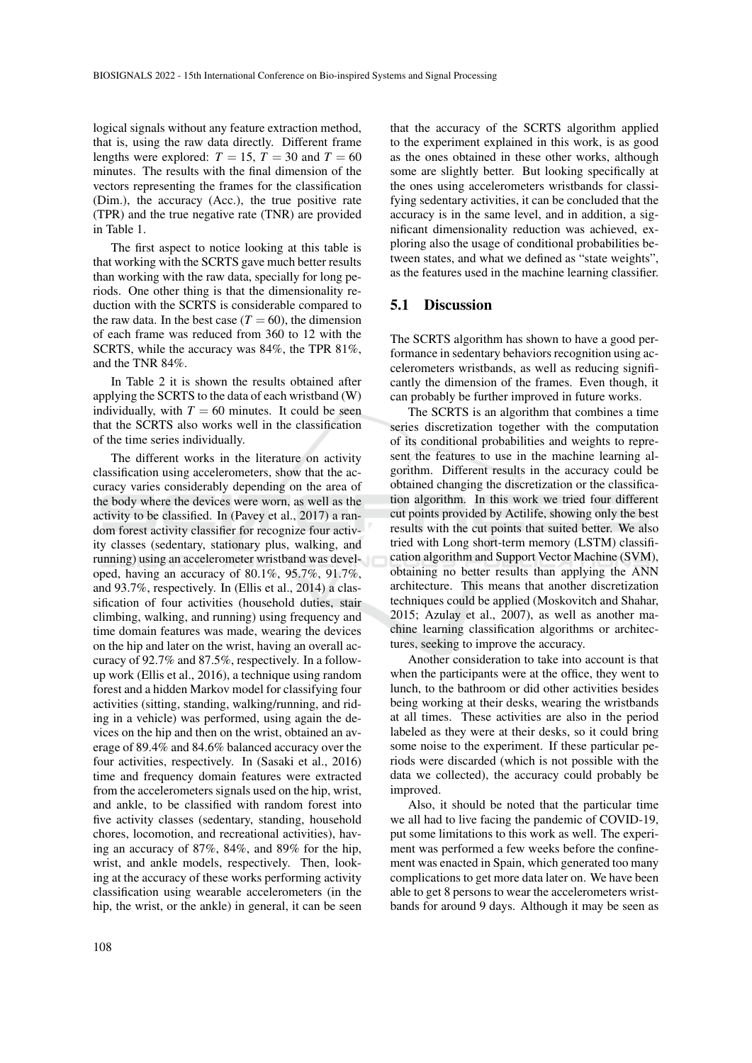logical signals without any feature extraction method, that is, using the raw data directly. Different frame lengths were explored: $T = 15$, $T = 30$ and $T = 60$ minutes. The results with the final dimension of the vectors representing the frames for the classification (Dim.), the accuracy (Acc.), the true positive rate (TPR) and the true negative rate (TNR) are provided in Table 1.

The first aspect to notice looking at this table is that working with the SCRTS gave much better results than working with the raw data, specially for long periods. One other thing is that the dimensionality reduction with the SCRTS is considerable compared to the raw data. In the best case ($T = 60$), the dimension of each frame was reduced from 360 to 12 with the SCRTS, while the accuracy was 84%, the TPR 81%, and the TNR 84%.

In Table 2 it is shown the results obtained after applying the SCRTS to the data of each wristband (W) individually, with $T = 60$ minutes. It could be seen that the SCRTS also works well in the classification of the time series individually.

The different works in the literature on activity classification using accelerometers, show that the accuracy varies considerably depending on the area of the body where the devices were worn, as well as the activity to be classified. In (Pavey et al., 2017) a random forest activity classifier for recognize four activity classes (sedentary, stationary plus, walking, and running) using an accelerometer wristband was developed, having an accuracy of 80.1%, 95.7%, 91.7%, and 93.7%, respectively. In (Ellis et al., 2014) a classification of four activities (household duties, stair climbing, walking, and running) using frequency and time domain features was made, wearing the devices on the hip and later on the wrist, having an overall accuracy of 92.7% and 87.5%, respectively. In a follow-up work (Ellis et al., 2016), a technique using random forest and a hidden Markov model for classifying four activities (sitting, standing, walking/running, and riding in a vehicle) was performed, using again the devices on the hip and then on the wrist, obtained an average of 89.4% and 84.6% balanced accuracy over the four activities, respectively. In (Sasaki et al., 2016) time and frequency domain features were extracted from the accelerometers signals used on the hip, wrist, and ankle, to be classified with random forest into five activity classes (sedentary, standing, household chores, locomotion, and recreational activities), having an accuracy of 87%, 84%, and 89% for the hip, wrist, and ankle models, respectively. Then, looking at the accuracy of these works performing activity classification using wearable accelerometers (in the hip, the wrist, or the ankle) in general, it can be seen that the accuracy of the SCRTS algorithm applied to the experiment explained in this work, is as good as the ones obtained in these other works, although some are slightly better. But looking specifically at the ones using accelerometers wristbands for classifying sedentary activities, it can be concluded that the accuracy is in the same level, and in addition, a significant dimensionality reduction was achieved, exploring also the usage of conditional probabilities between states, and what we defined as "state weights", as the features used in the machine learning classifier.

## 5.1 Discussion

The SCRTS algorithm has shown to have a good performance in sedentary behaviors recognition using accelerometers wristbands, as well as reducing significantly the dimension of the frames. Even though, it can probably be further improved in future works.

The SCRTS is an algorithm that combines a time series discretization together with the computation of its conditional probabilities and weights to represent the features to use in the machine learning algorithm. Different results in the accuracy could be obtained changing the discretization or the classification algorithm. In this work we tried four different cut points provided by Actilife, showing only the best results with the cut points that suited better. We also tried with Long short-term memory (LSTM) classification algorithm and Support Vector Machine (SVM), obtaining no better results than applying the ANN architecture. This means that another discretization techniques could be applied (Moskovitch and Shahar, 2015; Azulay et al., 2007), as well as another machine learning classification algorithms or architectures, seeking to improve the accuracy.

Another consideration to take into account is that when the participants were at the office, they went to lunch, to the bathroom or did other activities besides being working at their desks, wearing the wristbands at all times. These activities are also in the period labeled as they were at their desks, so it could bring some noise to the experiment. If these particular periods were discarded (which is not possible with the data we collected), the accuracy could probably be improved.

Also, it should be noted that the particular time we all had to live facing the pandemic of COVID-19, put some limitations to this work as well. The experiment was performed a few weeks before the confinement was enacted in Spain, which generated too many complications to get more data later on. We have been able to get 8 persons to wear the accelerometers wristbands for around 9 days. Although it may be seen as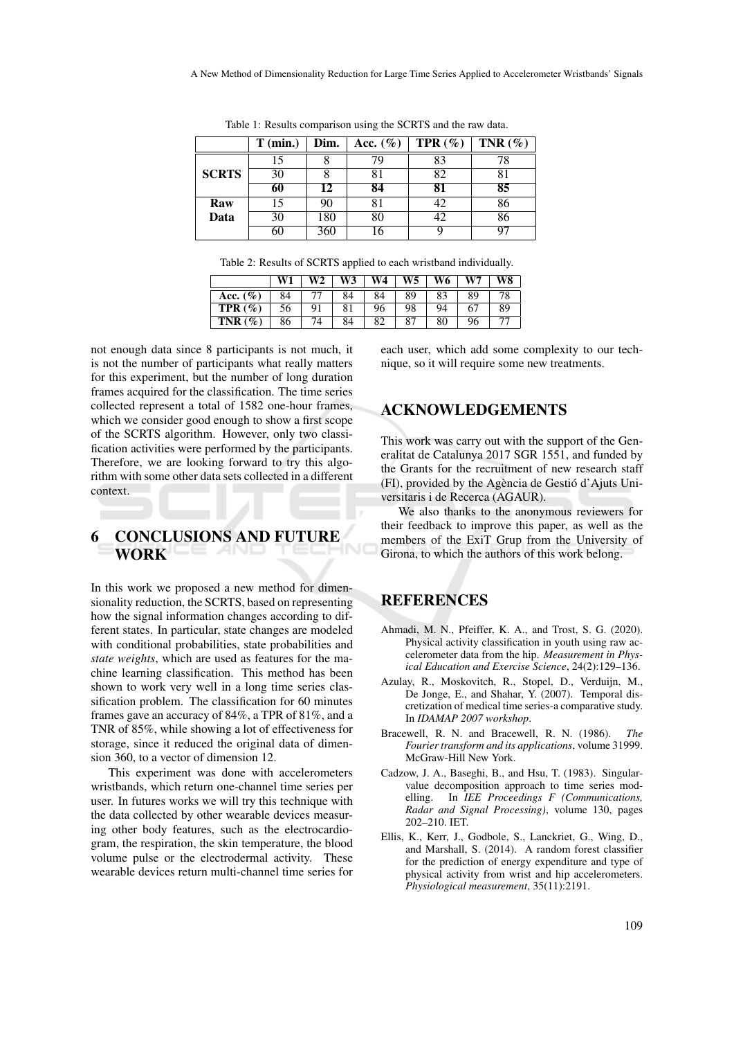Table 1: Results comparison using the SCRTS and the raw data.

| | T (min.) | Dim. | Acc. (%) | TPR (%) | TNR (%) |
|---|---|---|---|---|---|
| **SCRTS** | 15 | 8 | 79 | 83 | 78 |
| | 30 | 8 | 81 | 82 | 81 |
| | **60** | **12** | **84** | **81** | **85** |
| **Raw Data** | 15 | 90 | 81 | 42 | 86 |
| | 30 | 180 | 80 | 42 | 86 |
| | 60 | 360 | 16 | 9 | 97 |

Table 2: Results of SCRTS applied to each wristband individually.

| | W1 | W2 | W3 | W4 | W5 | W6 | W7 | W8 |
|---|---|---|---|---|---|---|---|---|
| **Acc. (%)** | 84 | 77 | 84 | 84 | 89 | 83 | 89 | 78 |
| **TPR (%)** | 56 | 91 | 81 | 96 | 98 | 94 | 67 | 89 |
| **TNR (%)** | 86 | 74 | 84 | 82 | 87 | 80 | 96 | 77 |

not enough data since 8 participants is not much, it is not the number of participants what really matters for this experiment, but the number of long duration frames acquired for the classification. The time series collected represent a total of 1582 one-hour frames, which we consider good enough to show a first scope of the SCRTS algorithm. However, only two classification activities were performed by the participants. Therefore, we are looking forward to try this algorithm with some other data sets collected in a different context.

## 6 CONCLUSIONS AND FUTURE WORK

In this work we proposed a new method for dimensionality reduction, the SCRTS, based on representing how the signal information changes according to different states. In particular, state changes are modeled with conditional probabilities, state probabilities and *state weights*, which are used as features for the machine learning classification. This method has been shown to work very well in a long time series classification problem. The classification for 60 minutes frames gave an accuracy of 84%, a TPR of 81%, and a TNR of 85%, while showing a lot of effectiveness for storage, since it reduced the original data of dimension 360, to a vector of dimension 12.

This experiment was done with accelerometers wristbands, which return one-channel time series per user. In futures works we will try this technique with the data collected by other wearable devices measuring other body features, such as the electrocardiogram, the respiration, the skin temperature, the blood volume pulse or the electrodermal activity. These wearable devices return multi-channel time series for each user, which add some complexity to our technique, so it will require some new treatments.

## ACKNOWLEDGEMENTS

This work was carry out with the support of the Generalitat de Catalunya 2017 SGR 1551, and funded by the Grants for the recruitment of new research staff (FI), provided by the Agència de Gestió d'Ajuts Universitaris i de Recerca (AGAUR).

We also thanks to the anonymous reviewers for their feedback to improve this paper, as well as the members of the ExiT Grup from the University of Girona, to which the authors of this work belong.

## REFERENCES

Ahmadi, M. N., Pfeiffer, K. A., and Trost, S. G. (2020). Physical activity classification in youth using raw accelerometer data from the hip. *Measurement in Physical Education and Exercise Science*, 24(2):129–136.

Azulay, R., Moskovitch, R., Stopel, D., Verduijn, M., De Jonge, E., and Shahar, Y. (2007). Temporal discretization of medical time series-a comparative study. In *IDAMAP 2007 workshop*.

Bracewell, R. N. and Bracewell, R. N. (1986). *The Fourier transform and its applications*, volume 31999. McGraw-Hill New York.

Cadzow, J. A., Baseghi, B., and Hsu, T. (1983). Singular-value decomposition approach to time series modelling. In *IEE Proceedings F (Communications, Radar and Signal Processing)*, volume 130, pages 202–210. IET.

Ellis, K., Kerr, J., Godbole, S., Lanckriet, G., Wing, D., and Marshall, S. (2014). A random forest classifier for the prediction of energy expenditure and type of physical activity from wrist and hip accelerometers. *Physiological measurement*, 35(11):2191.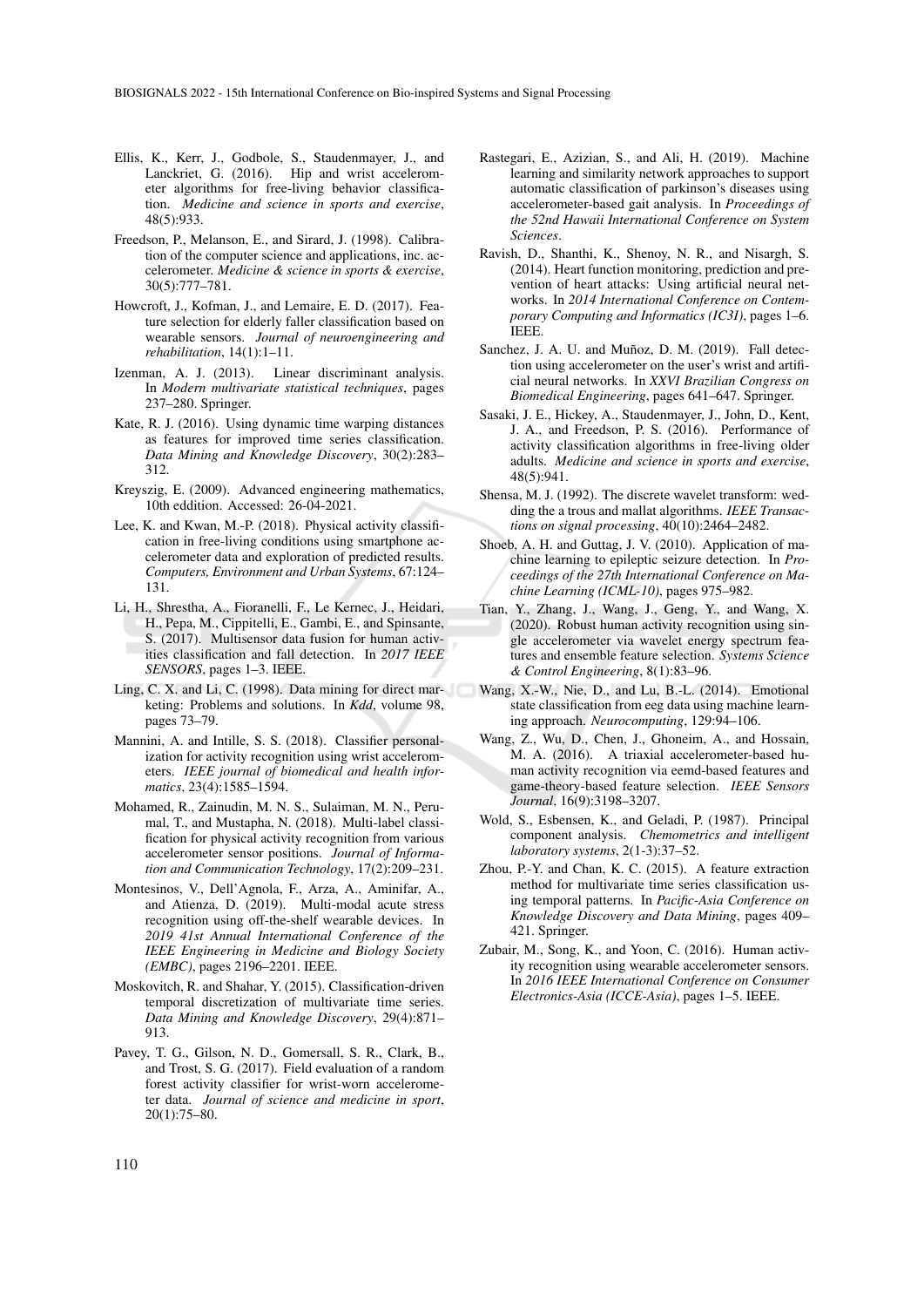Ellis, K., Kerr, J., Godbole, S., Staudenmayer, J., and Lanckriet, G. (2016). Hip and wrist accelerometer algorithms for free-living behavior classification. *Medicine and science in sports and exercise*, 48(5):933.

Freedson, P., Melanson, E., and Sirard, J. (1998). Calibration of the computer science and applications, inc. accelerometer. *Medicine & science in sports & exercise*, 30(5):777–781.

Howcroft, J., Kofman, J., and Lemaire, E. D. (2017). Feature selection for elderly faller classification based on wearable sensors. *Journal of neuroengineering and rehabilitation*, 14(1):1–11.

Izenman, A. J. (2013). Linear discriminant analysis. In *Modern multivariate statistical techniques*, pages 237–280. Springer.

Kate, R. J. (2016). Using dynamic time warping distances as features for improved time series classification. *Data Mining and Knowledge Discovery*, 30(2):283–312.

Kreyszig, E. (2009). Advanced engineering mathematics, 10th eddition. Accessed: 26-04-2021.

Lee, K. and Kwan, M.-P. (2018). Physical activity classification in free-living conditions using smartphone accelerometer data and exploration of predicted results. *Computers, Environment and Urban Systems*, 67:124–131.

Li, H., Shrestha, A., Fioranelli, F., Le Kernec, J., Heidari, H., Pepa, M., Cippitelli, E., Gambi, E., and Spinsante, S. (2017). Multisensor data fusion for human activities classification and fall detection. In *2017 IEEE SENSORS*, pages 1–3. IEEE.

Ling, C. X. and Li, C. (1998). Data mining for direct marketing: Problems and solutions. In *Kdd*, volume 98, pages 73–79.

Mannini, A. and Intille, S. S. (2018). Classifier personalization for activity recognition using wrist accelerometers. *IEEE journal of biomedical and health informatics*, 23(4):1585–1594.

Mohamed, R., Zainudin, M. N. S., Sulaiman, M. N., Perumal, T., and Mustapha, N. (2018). Multi-label classification for physical activity recognition from various accelerometer sensor positions. *Journal of Information and Communication Technology*, 17(2):209–231.

Montesinos, V., Dell'Agnola, F., Arza, A., Aminifar, A., and Atienza, D. (2019). Multi-modal acute stress recognition using off-the-shelf wearable devices. In *2019 41st Annual International Conference of the IEEE Engineering in Medicine and Biology Society (EMBC)*, pages 2196–2201. IEEE.

Moskovitch, R. and Shahar, Y. (2015). Classification-driven temporal discretization of multivariate time series. *Data Mining and Knowledge Discovery*, 29(4):871–913.

Pavey, T. G., Gilson, N. D., Gomersall, S. R., Clark, B., and Trost, S. G. (2017). Field evaluation of a random forest activity classifier for wrist-worn accelerometer data. *Journal of science and medicine in sport*, 20(1):75–80.

Rastegari, E., Azizian, S., and Ali, H. (2019). Machine learning and similarity network approaches to support automatic classification of parkinson's diseases using accelerometer-based gait analysis. In *Proceedings of the 52nd Hawaii International Conference on System Sciences*.

Ravish, D., Shanthi, K., Shenoy, N. R., and Nisargh, S. (2014). Heart function monitoring, prediction and prevention of heart attacks: Using artificial neural networks. In *2014 International Conference on Contemporary Computing and Informatics (IC3I)*, pages 1–6. IEEE.

Sanchez, J. A. U. and Muñoz, D. M. (2019). Fall detection using accelerometer on the user's wrist and artificial neural networks. In *XXVI Brazilian Congress on Biomedical Engineering*, pages 641–647. Springer.

Sasaki, J. E., Hickey, A., Staudenmayer, J., John, D., Kent, J. A., and Freedson, P. S. (2016). Performance of activity classification algorithms in free-living older adults. *Medicine and science in sports and exercise*, 48(5):941.

Shensa, M. J. (1992). The discrete wavelet transform: wedding the a trous and mallat algorithms. *IEEE Transactions on signal processing*, 40(10):2464–2482.

Shoeb, A. H. and Guttag, J. V. (2010). Application of machine learning to epileptic seizure detection. In *Proceedings of the 27th International Conference on Machine Learning (ICML-10)*, pages 975–982.

Tian, Y., Zhang, J., Wang, J., Geng, Y., and Wang, X. (2020). Robust human activity recognition using single accelerometer via wavelet energy spectrum features and ensemble feature selection. *Systems Science & Control Engineering*, 8(1):83–96.

Wang, X.-W., Nie, D., and Lu, B.-L. (2014). Emotional state classification from eeg data using machine learning approach. *Neurocomputing*, 129:94–106.

Wang, Z., Wu, D., Chen, J., Ghoneim, A., and Hossain, M. A. (2016). A triaxial accelerometer-based human activity recognition via eemd-based features and game-theory-based feature selection. *IEEE Sensors Journal*, 16(9):3198–3207.

Wold, S., Esbensen, K., and Geladi, P. (1987). Principal component analysis. *Chemometrics and intelligent laboratory systems*, 2(1-3):37–52.

Zhou, P.-Y. and Chan, K. C. (2015). A feature extraction method for multivariate time series classification using temporal patterns. In *Pacific-Asia Conference on Knowledge Discovery and Data Mining*, pages 409–421. Springer.

Zubair, M., Song, K., and Yoon, C. (2016). Human activity recognition using wearable accelerometer sensors. In *2016 IEEE International Conference on Consumer Electronics-Asia (ICCE-Asia)*, pages 1–5. IEEE.